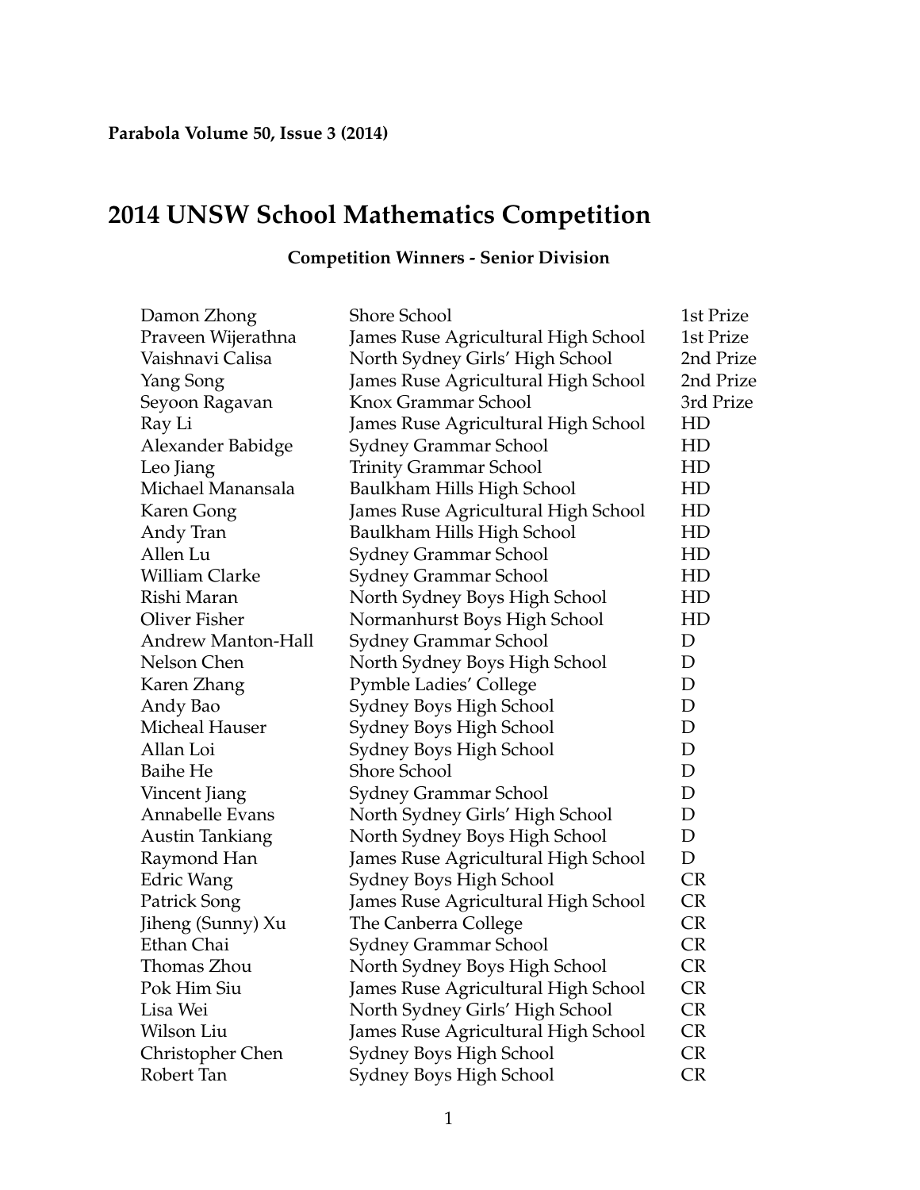# 2014 UNSW School Mathematics Competition

### Competition Winners - Senior Division

| | | |
|---|---|---|
| Damon Zhong | Shore School | 1st Prize |
| Praveen Wijerathna | James Ruse Agricultural High School | 1st Prize |
| Vaishnavi Calisa | North Sydney Girls' High School | 2nd Prize |
| Yang Song | James Ruse Agricultural High School | 2nd Prize |
| Seyoon Ragavan | Knox Grammar School | 3rd Prize |
| Ray Li | James Ruse Agricultural High School | HD |
| Alexander Babidge | Sydney Grammar School | HD |
| Leo Jiang | Trinity Grammar School | HD |
| Michael Manansala | Baulkham Hills High School | HD |
| Karen Gong | James Ruse Agricultural High School | HD |
| Andy Tran | Baulkham Hills High School | HD |
| Allen Lu | Sydney Grammar School | HD |
| William Clarke | Sydney Grammar School | HD |
| Rishi Maran | North Sydney Boys High School | HD |
| Oliver Fisher | Normanhurst Boys High School | HD |
| Andrew Manton-Hall | Sydney Grammar School | D |
| Nelson Chen | North Sydney Boys High School | D |
| Karen Zhang | Pymble Ladies' College | D |
| Andy Bao | Sydney Boys High School | D |
| Micheal Hauser | Sydney Boys High School | D |
| Allan Loi | Sydney Boys High School | D |
| Baihe He | Shore School | D |
| Vincent Jiang | Sydney Grammar School | D |
| Annabelle Evans | North Sydney Girls' High School | D |
| Austin Tankiang | North Sydney Boys High School | D |
| Raymond Han | James Ruse Agricultural High School | D |
| Edric Wang | Sydney Boys High School | CR |
| Patrick Song | James Ruse Agricultural High School | CR |
| Jiheng (Sunny) Xu | The Canberra College | CR |
| Ethan Chai | Sydney Grammar School | CR |
| Thomas Zhou | North Sydney Boys High School | CR |
| Pok Him Siu | James Ruse Agricultural High School | CR |
| Lisa Wei | North Sydney Girls' High School | CR |
| Wilson Liu | James Ruse Agricultural High School | CR |
| Christopher Chen | Sydney Boys High School | CR |
| Robert Tan | Sydney Boys High School | CR |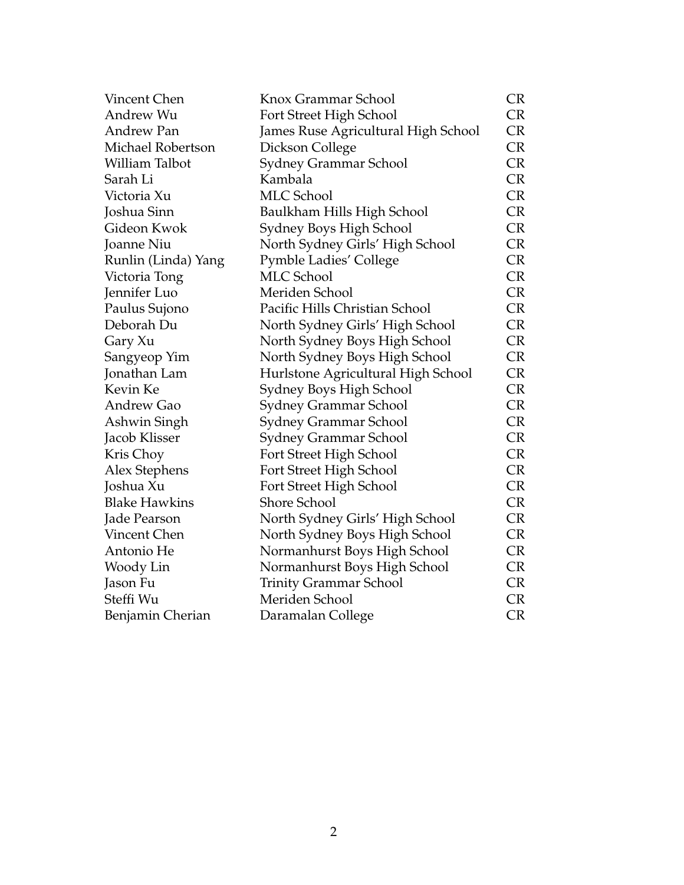| | | |
|---|---|---|
| Vincent Chen | Knox Grammar School | CR |
| Andrew Wu | Fort Street High School | CR |
| Andrew Pan | James Ruse Agricultural High School | CR |
| Michael Robertson | Dickson College | CR |
| William Talbot | Sydney Grammar School | CR |
| Sarah Li | Kambala | CR |
| Victoria Xu | MLC School | CR |
| Joshua Sinn | Baulkham Hills High School | CR |
| Gideon Kwok | Sydney Boys High School | CR |
| Joanne Niu | North Sydney Girls' High School | CR |
| Runlin (Linda) Yang | Pymble Ladies' College | CR |
| Victoria Tong | MLC School | CR |
| Jennifer Luo | Meriden School | CR |
| Paulus Sujono | Pacific Hills Christian School | CR |
| Deborah Du | North Sydney Girls' High School | CR |
| Gary Xu | North Sydney Boys High School | CR |
| Sangyeop Yim | North Sydney Boys High School | CR |
| Jonathan Lam | Hurlstone Agricultural High School | CR |
| Kevin Ke | Sydney Boys High School | CR |
| Andrew Gao | Sydney Grammar School | CR |
| Ashwin Singh | Sydney Grammar School | CR |
| Jacob Klisser | Sydney Grammar School | CR |
| Kris Choy | Fort Street High School | CR |
| Alex Stephens | Fort Street High School | CR |
| Joshua Xu | Fort Street High School | CR |
| Blake Hawkins | Shore School | CR |
| Jade Pearson | North Sydney Girls' High School | CR |
| Vincent Chen | North Sydney Boys High School | CR |
| Antonio He | Normanhurst Boys High School | CR |
| Woody Lin | Normanhurst Boys High School | CR |
| Jason Fu | Trinity Grammar School | CR |
| Steffi Wu | Meriden School | CR |
| Benjamin Cherian | Daramalan College | CR |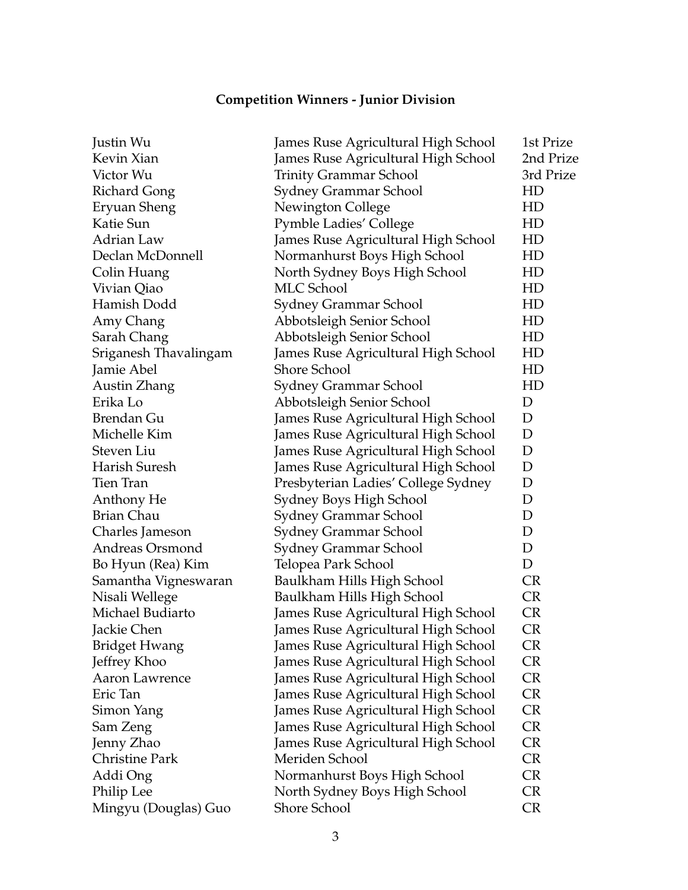### Competition Winners - Junior Division

| Name | School | Award |
|---|---|---|
| Justin Wu | James Ruse Agricultural High School | 1st Prize |
| Kevin Xian | James Ruse Agricultural High School | 2nd Prize |
| Victor Wu | Trinity Grammar School | 3rd Prize |
| Richard Gong | Sydney Grammar School | HD |
| Eryuan Sheng | Newington College | HD |
| Katie Sun | Pymble Ladies' College | HD |
| Adrian Law | James Ruse Agricultural High School | HD |
| Declan McDonnell | Normanhurst Boys High School | HD |
| Colin Huang | North Sydney Boys High School | HD |
| Vivian Qiao | MLC School | HD |
| Hamish Dodd | Sydney Grammar School | HD |
| Amy Chang | Abbotsleigh Senior School | HD |
| Sarah Chang | Abbotsleigh Senior School | HD |
| Sriganesh Thavalingam | James Ruse Agricultural High School | HD |
| Jamie Abel | Shore School | HD |
| Austin Zhang | Sydney Grammar School | HD |
| Erika Lo | Abbotsleigh Senior School | D |
| Brendan Gu | James Ruse Agricultural High School | D |
| Michelle Kim | James Ruse Agricultural High School | D |
| Steven Liu | James Ruse Agricultural High School | D |
| Harish Suresh | James Ruse Agricultural High School | D |
| Tien Tran | Presbyterian Ladies' College Sydney | D |
| Anthony He | Sydney Boys High School | D |
| Brian Chau | Sydney Grammar School | D |
| Charles Jameson | Sydney Grammar School | D |
| Andreas Orsmond | Sydney Grammar School | D |
| Bo Hyun (Rea) Kim | Telopea Park School | D |
| Samantha Vigneswaran | Baulkham Hills High School | CR |
| Nisali Wellege | Baulkham Hills High School | CR |
| Michael Budiarto | James Ruse Agricultural High School | CR |
| Jackie Chen | James Ruse Agricultural High School | CR |
| Bridget Hwang | James Ruse Agricultural High School | CR |
| Jeffrey Khoo | James Ruse Agricultural High School | CR |
| Aaron Lawrence | James Ruse Agricultural High School | CR |
| Eric Tan | James Ruse Agricultural High School | CR |
| Simon Yang | James Ruse Agricultural High School | CR |
| Sam Zeng | James Ruse Agricultural High School | CR |
| Jenny Zhao | James Ruse Agricultural High School | CR |
| Christine Park | Meriden School | CR |
| Addi Ong | Normanhurst Boys High School | CR |
| Philip Lee | North Sydney Boys High School | CR |
| Mingyu (Douglas) Guo | Shore School | CR |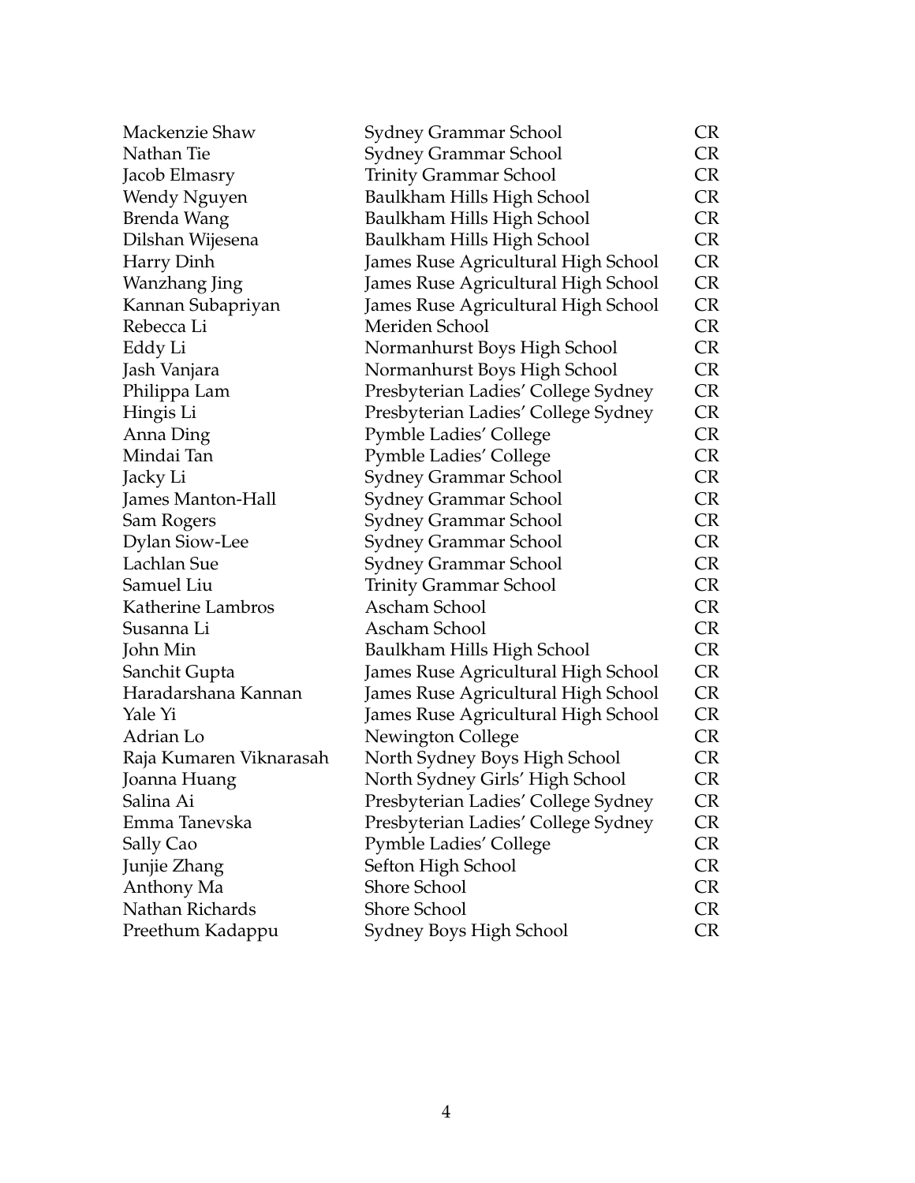| | | |
|---|---|---|
| Mackenzie Shaw | Sydney Grammar School | CR |
| Nathan Tie | Sydney Grammar School | CR |
| Jacob Elmasry | Trinity Grammar School | CR |
| Wendy Nguyen | Baulkham Hills High School | CR |
| Brenda Wang | Baulkham Hills High School | CR |
| Dilshan Wijesena | Baulkham Hills High School | CR |
| Harry Dinh | James Ruse Agricultural High School | CR |
| Wanzhang Jing | James Ruse Agricultural High School | CR |
| Kannan Subapriyan | James Ruse Agricultural High School | CR |
| Rebecca Li | Meriden School | CR |
| Eddy Li | Normanhurst Boys High School | CR |
| Jash Vanjara | Normanhurst Boys High School | CR |
| Philippa Lam | Presbyterian Ladies' College Sydney | CR |
| Hingis Li | Presbyterian Ladies' College Sydney | CR |
| Anna Ding | Pymble Ladies' College | CR |
| Mindai Tan | Pymble Ladies' College | CR |
| Jacky Li | Sydney Grammar School | CR |
| James Manton-Hall | Sydney Grammar School | CR |
| Sam Rogers | Sydney Grammar School | CR |
| Dylan Siow-Lee | Sydney Grammar School | CR |
| Lachlan Sue | Sydney Grammar School | CR |
| Samuel Liu | Trinity Grammar School | CR |
| Katherine Lambros | Ascham School | CR |
| Susanna Li | Ascham School | CR |
| John Min | Baulkham Hills High School | CR |
| Sanchit Gupta | James Ruse Agricultural High School | CR |
| Haradarshana Kannan | James Ruse Agricultural High School | CR |
| Yale Yi | James Ruse Agricultural High School | CR |
| Adrian Lo | Newington College | CR |
| Raja Kumaren Viknarasah | North Sydney Boys High School | CR |
| Joanna Huang | North Sydney Girls' High School | CR |
| Salina Ai | Presbyterian Ladies' College Sydney | CR |
| Emma Tanevska | Presbyterian Ladies' College Sydney | CR |
| Sally Cao | Pymble Ladies' College | CR |
| Junjie Zhang | Sefton High School | CR |
| Anthony Ma | Shore School | CR |
| Nathan Richards | Shore School | CR |
| Preethum Kadappu | Sydney Boys High School | CR |